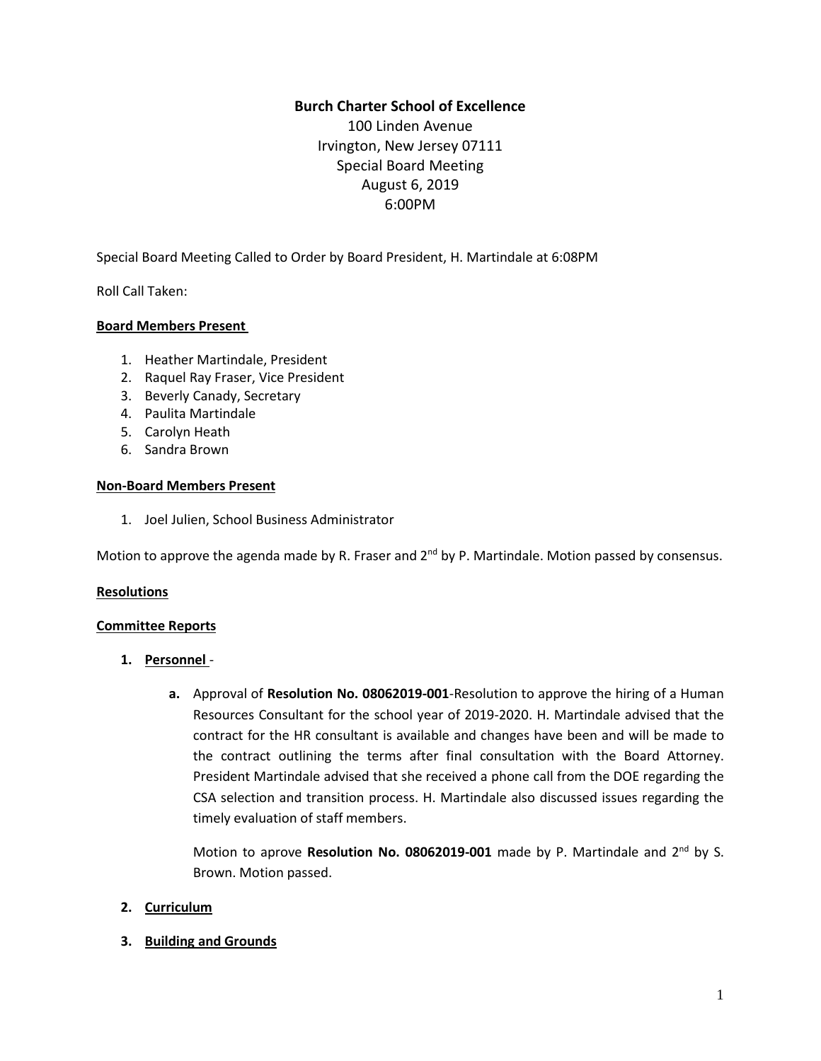**Burch Charter School of Excellence**
100 Linden Avenue
Irvington, New Jersey 07111
Special Board Meeting
August 6, 2019
6:00PM

Special Board Meeting Called to Order by Board President, H. Martindale at 6:08PM

Roll Call Taken:

**Board Members Present**

1. Heather Martindale, President
2. Raquel Ray Fraser, Vice President
3. Beverly Canady, Secretary
4. Paulita Martindale
5. Carolyn Heath
6. Sandra Brown

**Non-Board Members Present**

1. Joel Julien, School Business Administrator

Motion to approve the agenda made by R. Fraser and 2nd by P. Martindale. Motion passed by consensus.

**Resolutions**

**Committee Reports**

1. **Personnel** -

   a. Approval of **Resolution No. 08062019-001**-Resolution to approve the hiring of a Human Resources Consultant for the school year of 2019-2020. H. Martindale advised that the contract for the HR consultant is available and changes have been and will be made to the contract outlining the terms after final consultation with the Board Attorney. President Martindale advised that she received a phone call from the DOE regarding the CSA selection and transition process. H. Martindale also discussed issues regarding the timely evaluation of staff members.

   Motion to aprove **Resolution No. 08062019-001** made by P. Martindale and 2nd by S. Brown. Motion passed.

2. **Curriculum**

3. **Building and Grounds**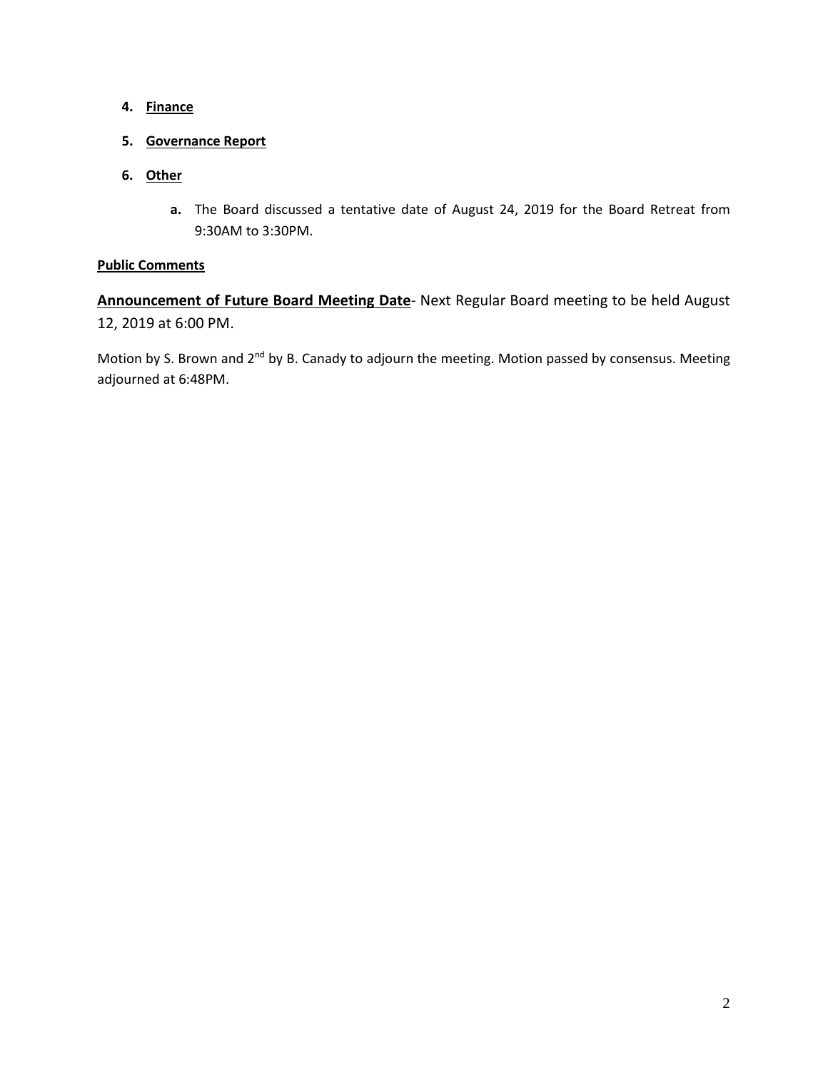4. **Finance**

5. **Governance Report**

6. **Other**

    a. The Board discussed a tentative date of August 24, 2019 for the Board Retreat from 9:30AM to 3:30PM.

**Public Comments**

**Announcement of Future Board Meeting Date**- Next Regular Board meeting to be held August 12, 2019 at 6:00 PM.

Motion by S. Brown and 2nd by B. Canady to adjourn the meeting. Motion passed by consensus. Meeting adjourned at 6:48PM.